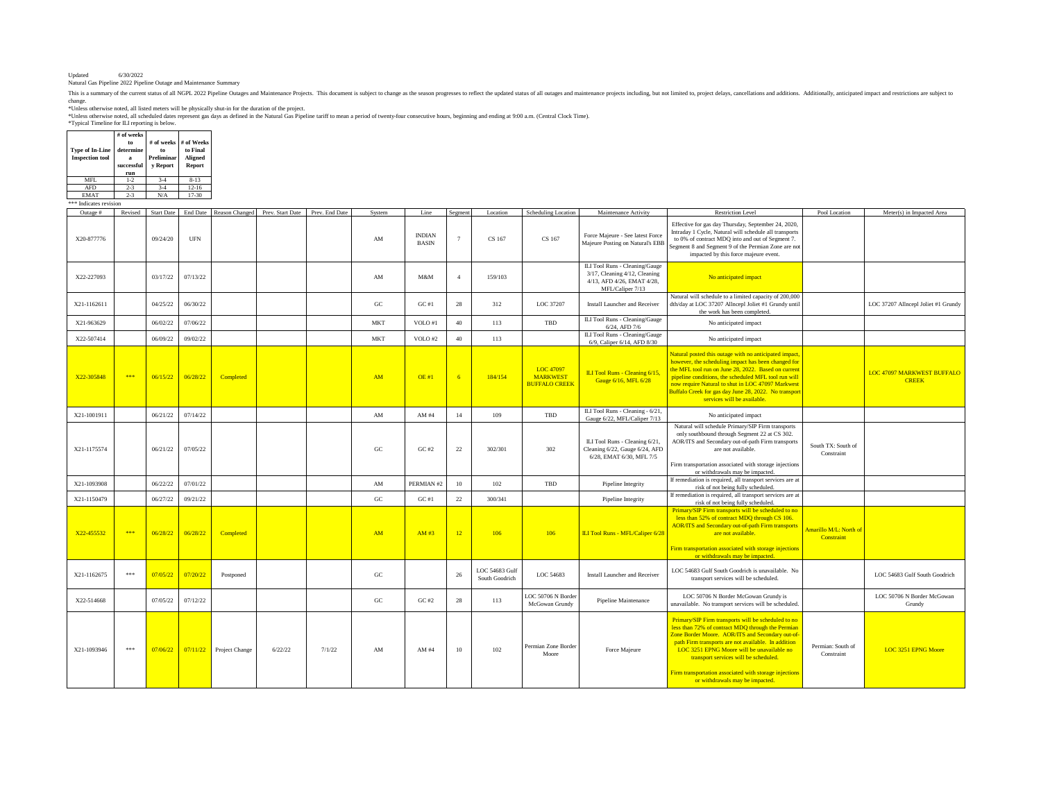Updated 6/30/2022

Natural Gas Pipeline 2022 Pipeline Outage and Maintenance Summary

This is a summary of the current status of all NGPL 2022 Pipeline Outages and Maintenance Projects. This document is subject to change as the season progresses to reflect the updated status of all outages and maintenance projects including, but not limited to, project delays, cancellations and additions. Additionally, anticipated impact and restrictions are subject to change.

*Unless otherwise noted, all listed meters will be physically shut-in for the duration of the project.

*Unless otherwise noted, all scheduled dates represent gas days as defined in the Natural Gas Pipeline tariff to mean a period of twenty-four consecutive hours, beginning and ending at 9:00 a.m. (Central Clock Time).

*Typical Timeline for ILI reporting is below.

| Type of In-Line Inspection tool | # of weeks to determine a successful run | # of weeks to Preliminary Report | # of Weeks to Final Aligned Report |
|---|---|---|---|
| MFL | 1-2 | 3-4 | 8-13 |
| AFD | 2-3 | 3-4 | 12-16 |
| EMAT | 2-3 | N/A | 17-30 |

*** Indicates revision

| Outage # | Revised | Start Date | End Date | Reason Changed | Prev. Start Date | Prev. End Date | System | Line | Segment | Location | Scheduling Location | Maintenance Activity | Restriction Level | Pool Location | Meter(s) in Impacted Area |
|---|---|---|---|---|---|---|---|---|---|---|---|---|---|---|---|
| X20-877776 | | 09/24/20 | UFN | | | | AM | INDIAN BASIN | 7 | CS 167 | CS 167 | Force Majeure - See latest Force Majeure Posting on Natural's EBB | Effective for gas day Thursday, September 24, 2020, Intraday 1 Cycle, Natural will schedule all transports to 0% of contract MDQ into and out of Segment 7. Segment 8 and Segment 9 of the Permian Zone are not impacted by this force majeure event. | | |
| X22-227093 | | 03/17/22 | 07/13/22 | | | | AM | M&M | 4 | 159/103 | | ILI Tool Runs - Cleaning/Gauge 3/17, Cleaning 4/12, Cleaning 4/13, AFD 4/26, EMAT 4/28, MFL/Caliper 7/13 | No anticipated impact | | |
| X21-1162611 | | 04/25/22 | 06/30/22 | | | | GC | GC #1 | 28 | 312 | LOC 37207 | Install Launcher and Receiver | Natural will schedule to a limited capacity of 200,000 dth/day at LOC 37207 Allncepl Joliet #1 Grundy until the work has been completed. | | LOC 37207 Allncepl Joliet #1 Grundy |
| X21-963629 | | 06/02/22 | 07/06/22 | | | | MKT | VOLO #1 | 40 | 113 | TBD | ILI Tool Runs - Cleaning/Gauge 6/24, AFD 7/6 | No anticipated impact | | |
| X22-507414 | | 06/09/22 | 09/02/22 | | | | MKT | VOLO #2 | 40 | 113 | | ILI Tool Runs - Cleaning/Gauge 6/9, Caliper 6/14, AFD 8/30 | No anticipated impact | | |
| X22-305848 | *** | 06/15/22 | 06/28/22 | Completed | | | AM | OE #1 | 6 | 184/154 | LOC 47097 MARKWEST BUFFALO CREEK | ILI Tool Runs - Cleaning 6/15, Gauge 6/16, MFL 6/28 | Natural posted this outage with no anticipated impact, however, the scheduling impact has been changed for the MFL tool run on June 28, 2022. Based on current pipeline conditions, the scheduled MFL tool run will now require Natural to shut in LOC 47097 Markwest Buffalo Creek for gas day June 28, 2022. No transport services will be available. | | LOC 47097 MARKWEST BUFFALO CREEK |
| X21-1001911 | | 06/21/22 | 07/14/22 | | | | AM | AM #4 | 14 | 109 | TBD | ILI Tool Runs - Cleaning - 6/21, Gauge 6/22, MFL/Caliper 7/13 | No anticipated impact | | |
| X21-1175574 | | 06/21/22 | 07/05/22 | | | | GC | GC #2 | 22 | 302/301 | 302 | ILI Tool Runs - Cleaning 6/21, Cleaning 6/22, Gauge 6/24, AFD 6/28, EMAT 6/30, MFL 7/5 | Natural will schedule Primary/SIP Firm transports only southbound through Segment 22 at CS 302. AOR/ITS and Secondary out-of-path Firm transports are not available. Firm transportation associated with storage injections or withdrawals may be impacted. | South TX: South of Constraint | |
| X21-1093908 | | 06/22/22 | 07/01/22 | | | | AM | PERMIAN #2 | 10 | 102 | TBD | Pipeline Integrity | If remediation is required, all transport services are at risk of not being fully scheduled. | | |
| X21-1150479 | | 06/27/22 | 09/21/22 | | | | GC | GC #1 | 22 | 300/341 | | Pipeline Integrity | If remediation is required, all transport services are at risk of not being fully scheduled. | | |
| X22-455532 | *** | 06/28/22 | 06/28/22 | Completed | | | AM | AM #3 | 12 | 106 | 106 | ILI Tool Runs - MFL/Caliper 6/28 | Primary/SIP Firm transports will be scheduled to no less than 52% of contract MDQ through CS 106. AOR/ITS and Secondary out-of-path Firm transports are not available. Firm transportation associated with storage injections or withdrawals may be impacted. | Amarillo M/L: North of Constraint | |
| X21-1162675 | *** | 07/05/22 | 07/20/22 | Postponed | | | GC | | 26 | LOC 54683 Gulf South Goodrich | LOC 54683 | Install Launcher and Receiver | LOC 54683 Gulf South Goodrich is unavailable. No transport services will be scheduled. | | LOC 54683 Gulf South Goodrich |
| X22-514668 | | 07/05/22 | 07/12/22 | | | | GC | GC #2 | 28 | 113 | LOC 50706 N Border McGowan Grundy | Pipeline Maintenance | LOC 50706 N Border McGowan Grundy is unavailable. No transport services will be scheduled. | | LOC 50706 N Border McGowan Grundy |
| X21-1093946 | *** | 07/06/22 | 07/11/22 | Project Change | 6/22/22 | 7/1/22 | AM | AM #4 | 10 | 102 | Permian Zone Border Moore | Force Majeure | Primary/SIP Firm transports will be scheduled to no less than 72% of contract MDQ through the Permian Zone Border Moore. AOR/ITS and Secondary out-of-path Firm transports are not available. In addition LOC 3251 EPNG Moore will be unavailable no transport services will be scheduled. Firm transportation associated with storage injections or withdrawals may be impacted. | Permian: South of Constraint | LOC 3251 EPNG Moore |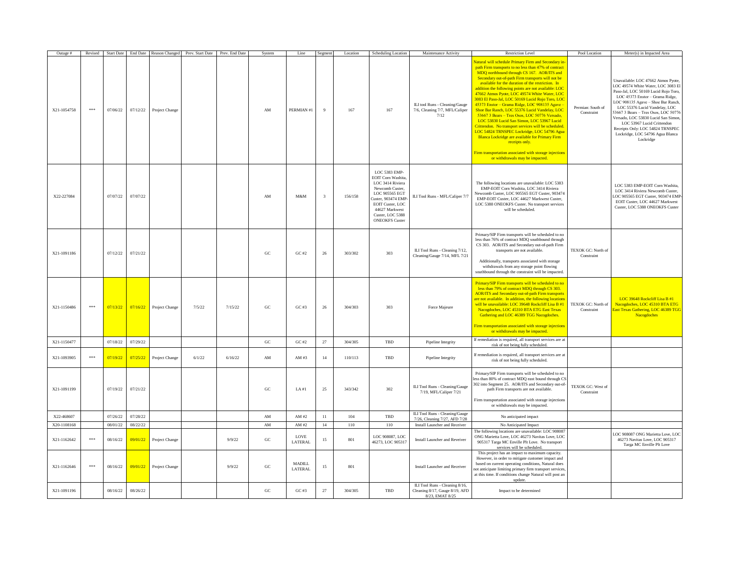| Outage # | Revised | Start Date | End Date | Reason Changed | Prev. Start Date | Prev. End Date | System | Line | Segment | Location | Scheduling Location | Maintenance Activity | Restriction Level | Pool Location | Meter(s) in Impacted Area |
|---|---|---|---|---|---|---|---|---|---|---|---|---|---|---|---|
| X21-1054758 | *** | 07/06/22 | 07/12/22 | Project Change | | | AM | PERMIAN #1 | 9 | 167 | 167 | ILI Tool Runs - Cleaning/Gauge 7/6, Cleaning 7/7, MFL/Caliper 7/12 | Natural will schedule Primary Firm and Secondary in-path Firm transports to no less than 47% of contract MDQ northbound through CS 167. AOR/ITS and Secondary out-of-path Firm transports will not be available for the duration of the restriction. In addition the following points are not available: LOC 47662 Atmos Pyote, LOC 49574 White Water, LOC 3083 El Paso-Jal, LOC 50169 Lucid Rojo Toro, LOC 45373 Enstor – Grama Ridge, LOC 908135 Agave – Shoe Bar Ranch, LOC 55376 Lucid Vandelay, LOC 53667 3 Bears – Tres Osos, LOC 50776 Versado, LOC 53830 Lucid San Simon, LOC 53967 Lucid Crittendon. No transport services will be scheduled. LOC 54824 TRNSPEC Lockridge, LOC 54796 Agua Blanca Lockridge are available for Primary Firm receipts only. Firm transportation associated with storage injections or withdrawals may be impacted. | Permian: South of Constraint | Unavailable: LOC 47662 Atmos Pyote, LOC 49574 White Water, LOC 3083 El Paso-Jal, LOC 50169 Lucid Rojo Toro, LOC 45373 Enstor – Grama Ridge, LOC 908135 Agave – Shoe Bar Ranch, LOC 55376 Lucid Vandelay, LOC 53667 3 Bears – Tres Osos, LOC 50776 Versado, LOC 53830 Lucid San Simon, LOC 53967 Lucid Crittendon Receipts Only: LOC 54824 TRNSPEC Lockridge, LOC 54796 Agua Blanca Lockridge |
| X22-227084 | | 07/07/22 | 07/07/22 | | | | AM | M&M | 3 | 156/158 | LOC 5383 EMP-EOIT Corn Washita, LOC 3414 Riviera Newcomb Custer, LOC 905565 EGT Custer, 903474 EMP-EOIT Custer, LOC 44627 Markwest Custer, LOC 5388 ONEOKFS Custer | ILI Tool Runs - MFL/Caliper 7/7 | The following locations are unavailable: LOC 5383 EMP-EOIT Corn Washita, LOC 3414 Riviera Newcomb Custer, LOC 905565 EGT Custer, 903474 EMP-EOIT Custer, LOC 44627 Markwest Custer, LOC 5388 ONEOKFS Custer. No transport services will be scheduled. | | LOC 5383 EMP-EOIT Corn Washita, LOC 3414 Riviera Newcomb Custer, LOC 905565 EGT Custer, 903474 EMP-EOIT Custer, LOC 44627 Markwest Custer, LOC 5388 ONEOKFS Custer |
| X21-1091186 | | 07/12/22 | 07/21/22 | | | | GC | GC #2 | 26 | 303/302 | 303 | ILI Tool Runs - Cleaning 7/12, Cleaning/Gauge 7/14, MFL 7/21 | Primary/SIP Firm transports will be scheduled to no less than 76% of contract MDQ southbound through CS 303. AOR/ITS and Secondary out-of-path Firm transports are not available. Additionally, transports associated with storage withdrawals from any storage point flowing southbound through the constraint will be impacted. | TEXOK GC: North of Constraint | |
| X21-1150486 | *** | 07/13/22 | 07/16/22 | Project Change | 7/5/22 | 7/15/22 | GC | GC #3 | 26 | 304/303 | 303 | Force Majeure | Primary/SIP Firm transports will be scheduled to no less than 79% of contract MDQ through CS 303. AOR/ITS and Secondary out-of-path Firm transports are not available. In addition, the following locations will be unavailable: LOC 39648 Rockcliff Lisa B #1 Nacogdoches, LOC 45310 BTA ETG East Texas Gathering, LOC 46389 TGG Nacogdoches. Firm transportation associated with storage injections or withdrawals may be impacted. | TEXOK GC: North of Constraint | LOC 39648 Rockcliff Lisa B #1 Nacogdoches, LOC 45310 BTA ETG East Texas Gathering, LOC 46389 TGG Nacogdoches |
| X21-1150477 | | 07/18/22 | 07/29/22 | | | | GC | GC #2 | 27 | 304/305 | TBD | Pipeline Integrity | If remediation is required, all transport services are at risk of not being fully scheduled. | | |
| X21-1093905 | *** | 07/19/22 | 07/25/22 | Project Change | 6/1/22 | 6/16/22 | AM | AM #3 | 14 | 110/113 | TBD | Pipeline Integrity | If remediation is required, all transport services are at risk of not being fully scheduled. | | |
| X21-1091199 | | 07/19/22 | 07/21/22 | | | | GC | LA #1 | 25 | 343/342 | 302 | ILI Tool Runs - Cleaning/Gauge 7/19, MFL/Caliper 7/21 | Primary/SIP Firm transports will be scheduled to no less than 80% of contract MDQ east bound through CS 302 into Segment 25. AOR/ITS and Secondary out-of-path Firm transports are not available. Firm transportation associated with storage injections or withdrawals may be impacted. | TEXOK GC: West of Constraint | |
| X22-468607 | | 07/26/22 | 07/28/22 | | | | AM | AM #2 | 11 | 104 | TBD | ILI Tool Runs - Cleaning/Gauge 7/26, Cleaning 7/27, AFD 7/28 | No anticipated impact | | |
| X20-1108168 | | 08/01/22 | 08/22/22 | | | | AM | AM #2 | 14 | 110 | 110 | Install Launcher and Receiver | No Anticipated Impact | | |
| X21-1162642 | *** | 08/16/22 | 09/01/22 | Project Change | | 9/9/22 | GC | LOVE LATERAL | 15 | 801 | LOC 908087, LOC 46273, LOC 905317 | Install Launcher and Reveiver | The following locations are unavailable: LOC 908087 ONG Marietta Love, LOC 46273 Navitas Love, LOC 905317 Targa MC Enville Plt Love. No transport services will be scheduled. | | LOC 908087 ONG Marietta Love, LOC 46273 Navitas Love, LOC 905317 Targa MC Enville Plt Love |
| X21-1162646 | *** | 08/16/22 | 09/01/22 | Project Change | | 9/9/22 | GC | MADILL LATERAL | 15 | 801 | | Install Launcher and Receiver | This project has an impact to maximum capacity. However, in order to mitigate customer impact and based on current operating conditions, Natural does not anticipate limiting primary firm transport services at this time. If conditions change Natural will post an update. | | |
| X21-1091196 | | 08/16/22 | 08/26/22 | | | | GC | GC #3 | 27 | 304/305 | TBD | ILI Tool Runs - Cleaning 8/16, Cleaning 8/17, Gauge 8/19, AFD 8/23, EMAT 8/25 | Impact to be determined | | |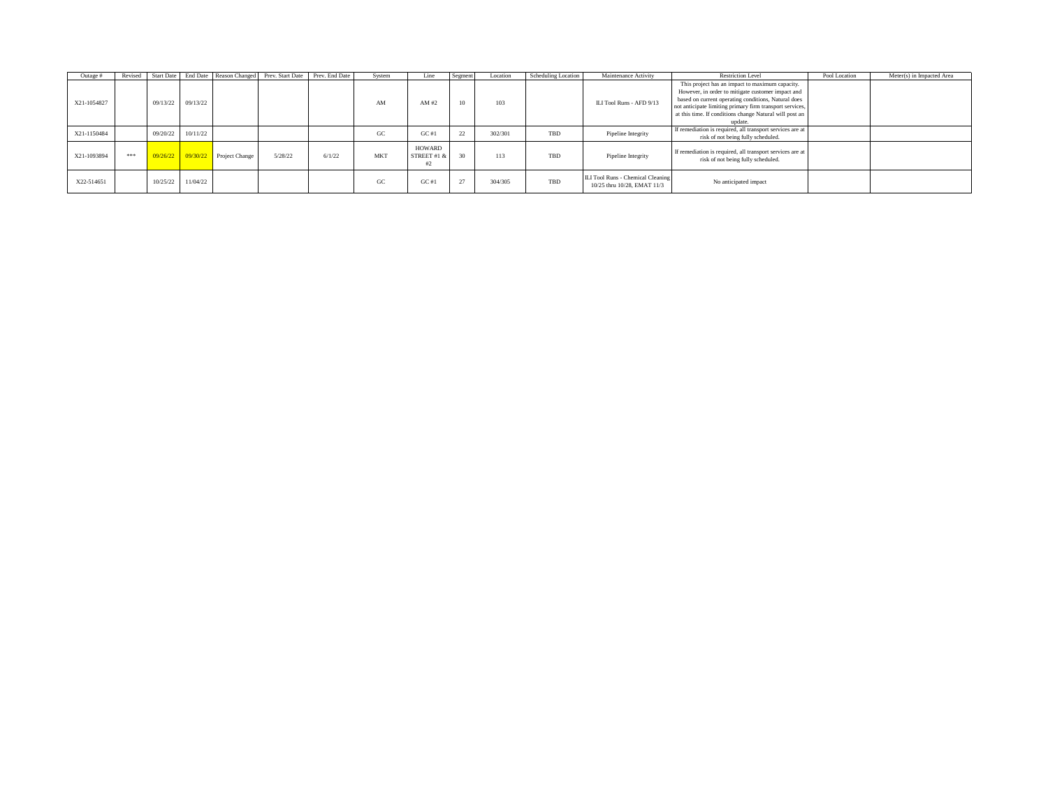| Outage # | Revised | Start Date | End Date | Reason Changed | Prev. Start Date | Prev. End Date | System | Line | Segment | Location | Scheduling Location | Maintenance Activity | Restriction Level | Pool Location | Meter(s) in Impacted Area |
|---|---|---|---|---|---|---|---|---|---|---|---|---|---|---|---|
| X21-1054827 | | 09/13/22 | 09/13/22 | | | | AM | AM #2 | 10 | 103 | | ILI Tool Runs - AFD 9/13 | This project has an impact to maximum capacity. However, in order to mitigate customer impact and based on current operating conditions, Natural does not anticipate limiting primary firm transport services, at this time. If conditions change Natural will post an update. | | |
| X21-1150484 | | 09/20/22 | 10/11/22 | | | | GC | GC #1 | 22 | 302/301 | TBD | Pipeline Integrity | If remediation is required, all transport services are at risk of not being fully scheduled. | | |
| X21-1093894 | *** | 09/26/22 | 09/30/22 | Project Change | 5/28/22 | 6/1/22 | MKT | HOWARD STREET #1 & #2 | 30 | 113 | TBD | Pipeline Integrity | If remediation is required, all transport services are at risk of not being fully scheduled. | | |
| X22-514651 | | 10/25/22 | 11/04/22 | | | | GC | GC #1 | 27 | 304/305 | TBD | ILI Tool Runs - Chemical Cleaning 10/25 thru 10/28, EMAT 11/3 | No anticipated impact | | |